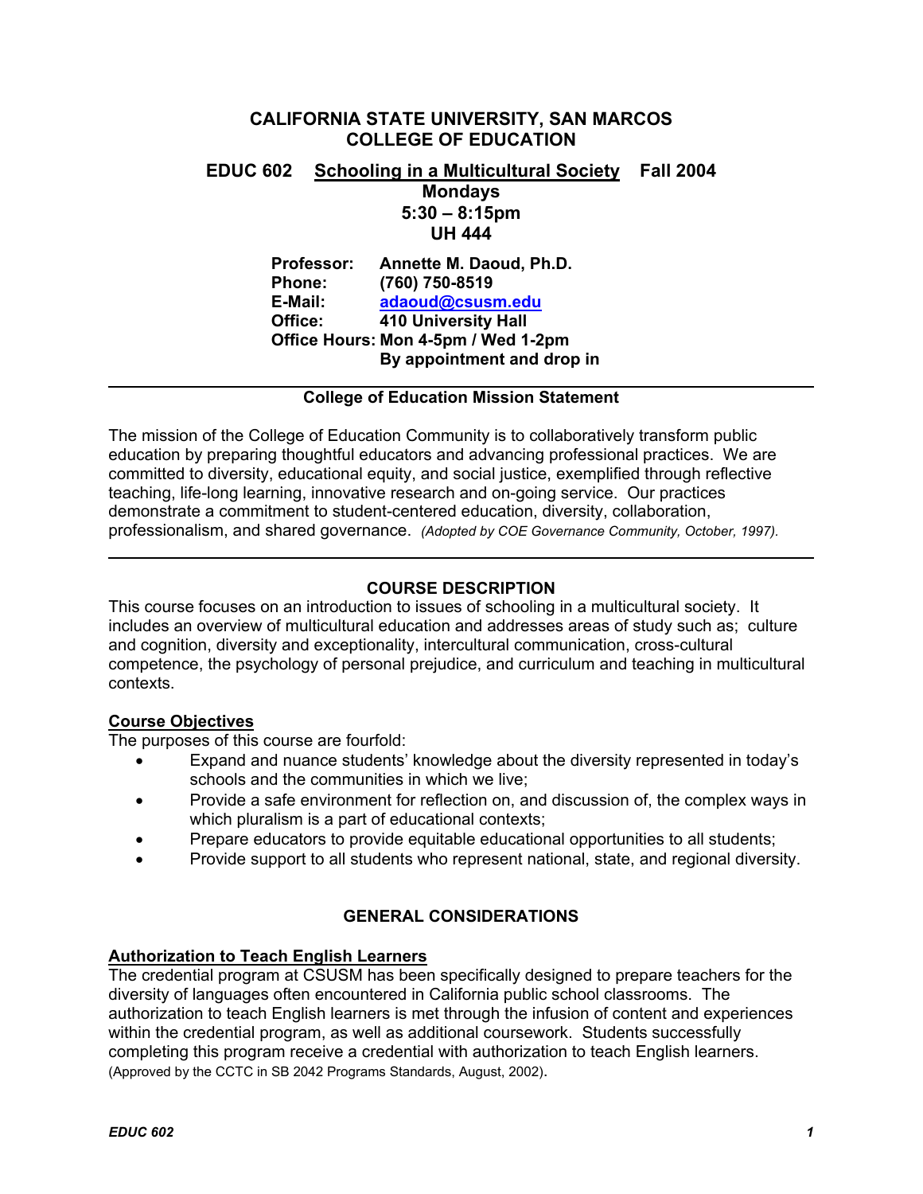# CALIFORNIA STATE UNIVERSITY, SAN MARCOS
# COLLEGE OF EDUCATION

**EDUCC 602** **Schooling in a Multicultural Society** **Fall 2004**
**Mondays**
**5:30 – 8:15pm**
**UH 444**

**Professor:** **Annette M. Daoud, Ph.D.**
**Phone:** **(760) 750-8519**
**E-Mail:** **adaoud@csusm.edu**
**Office:** **410 University Hall**
**Office Hours:** **Mon 4-5pm / Wed 1-2pm**
**By appointment and drop in**

---

### College of Education Mission Statement

The mission of the College of Education Community is to collaboratively transform public education by preparing thoughtful educators and advancing professional practices. We are committed to diversity, educational equity, and social justice, exemplified through reflective teaching, life-long learning, innovative research and on-going service. Our practices demonstrate a commitment to student-centered education, diversity, collaboration, professionalism, and shared governance. *(Adopted by COE Governance Community, October, 1997).*

---

## COURSE DESCRIPTION

This course focuses on an introduction to issues of schooling in a multicultural society. It includes an overview of multicultural education and addresses areas of study such as; culture and cognition, diversity and exceptionality, intercultural communication, cross-cultural competence, the psychology of personal prejudice, and curriculum and teaching in multicultural contexts.

### Course Objectives

The purposes of this course are fourfold:

- Expand and nuance students' knowledge about the diversity represented in today's schools and the communities in which we live;
- Provide a safe environment for reflection on, and discussion of, the complex ways in which pluralism is a part of educational contexts;
- Prepare educators to provide equitable educational opportunities to all students;
- Provide support to all students who represent national, state, and regional diversity.

## GENERAL CONSIDERATIONS

### Authorization to Teach English Learners

The credential program at CSUSM has been specifically designed to prepare teachers for the diversity of languages often encountered in California public school classrooms. The authorization to teach English learners is met through the infusion of content and experiences within the credential program, as well as additional coursework. Students successfully completing this program receive a credential with authorization to teach English learners. (Approved by the CCTC in SB 2042 Programs Standards, August, 2002).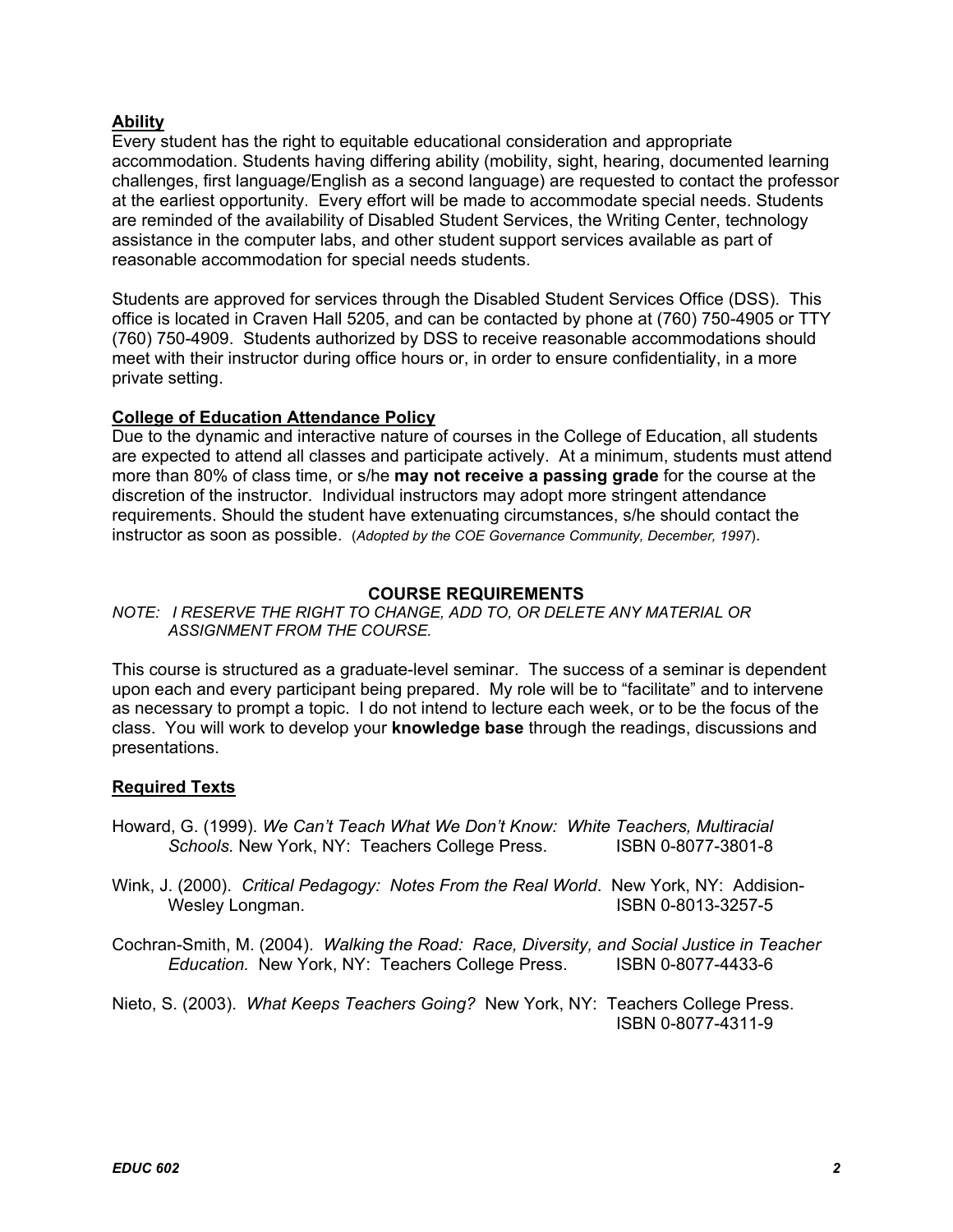## Ability

Every student has the right to equitable educational consideration and appropriate accommodation. Students having differing ability (mobility, sight, hearing, documented learning challenges, first language/English as a second language) are requested to contact the professor at the earliest opportunity. Every effort will be made to accommodate special needs. Students are reminded of the availability of Disabled Student Services, the Writing Center, technology assistance in the computer labs, and other student support services available as part of reasonable accommodation for special needs students.

Students are approved for services through the Disabled Student Services Office (DSS). This office is located in Craven Hall 5205, and can be contacted by phone at (760) 750-4905 or TTY (760) 750-4909. Students authorized by DSS to receive reasonable accommodations should meet with their instructor during office hours or, in order to ensure confidentiality, in a more private setting.

## College of Education Attendance Policy

Due to the dynamic and interactive nature of courses in the College of Education, all students are expected to attend all classes and participate actively. At a minimum, students must attend more than 80% of class time, or s/he **may not receive a passing grade** for the course at the discretion of the instructor. Individual instructors may adopt more stringent attendance requirements. Should the student have extenuating circumstances, s/he should contact the instructor as soon as possible. (*Adopted by the COE Governance Community, December, 1997*).

# COURSE REQUIREMENTS

*NOTE: I RESERVE THE RIGHT TO CHANGE, ADD TO, OR DELETE ANY MATERIAL OR ASSIGNMENT FROM THE COURSE.*

This course is structured as a graduate-level seminar. The success of a seminar is dependent upon each and every participant being prepared. My role will be to "facilitate" and to intervene as necessary to prompt a topic. I do not intend to lecture each week, or to be the focus of the class. You will work to develop your **knowledge base** through the readings, discussions and presentations.

## Required Texts

Howard, G. (1999). *We Can't Teach What We Don't Know: White Teachers, Multiracial Schools.* New York, NY: Teachers College Press. ISBN 0-8077-3801-8

Wink, J. (2000). *Critical Pedagogy: Notes From the Real World*. New York, NY: Addision-Wesley Longman. ISBN 0-8013-3257-5

Cochran-Smith, M. (2004). *Walking the Road: Race, Diversity, and Social Justice in Teacher Education.* New York, NY: Teachers College Press. ISBN 0-8077-4433-6

Nieto, S. (2003). *What Keeps Teachers Going?* New York, NY: Teachers College Press. ISBN 0-8077-4311-9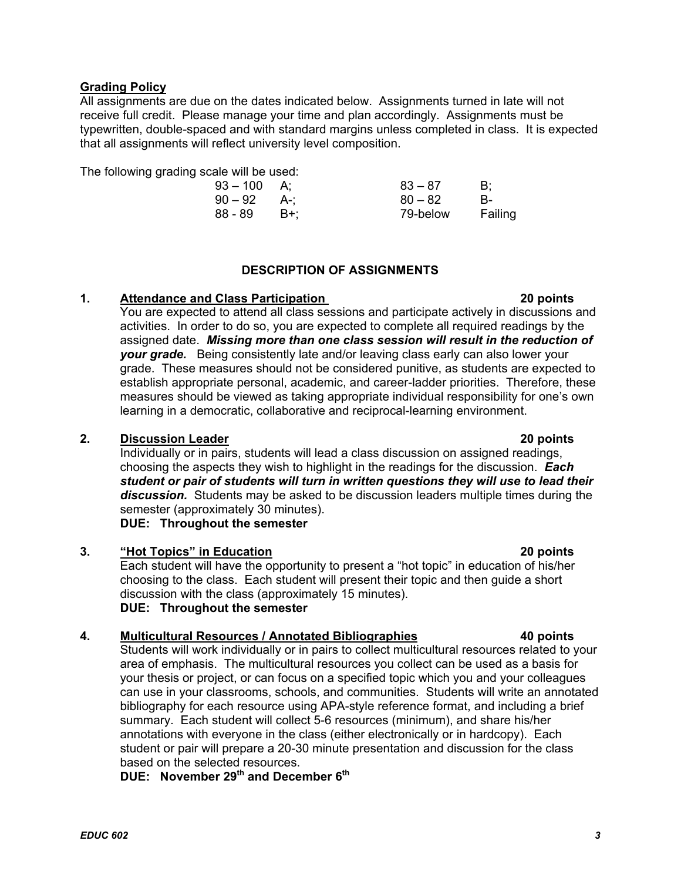## Grading Policy

All assignments are due on the dates indicated below. Assignments turned in late will not receive full credit. Please manage your time and plan accordingly. Assignments must be typewritten, double-spaced and with standard margins unless completed in class. It is expected that all assignments will reflect university level composition.

The following grading scale will be used:

| | | | |
|---|---|---|---|
| 93 – 100 | A; | 83 – 87 | B; |
| 90 – 92 | A-; | 80 – 82 | B- |
| 88 - 89 | B+; | 79-below | Failing |

## DESCRIPTION OF ASSIGNMENTS

**1. Attendance and Class Participation — 20 points**

You are expected to attend all class sessions and participate actively in discussions and activities. In order to do so, you are expected to complete all required readings by the assigned date. ***Missing more than one class session will result in the reduction of your grade.*** Being consistently late and/or leaving class early can also lower your grade. These measures should not be considered punitive, as students are expected to establish appropriate personal, academic, and career-ladder priorities. Therefore, these measures should be viewed as taking appropriate individual responsibility for one's own learning in a democratic, collaborative and reciprocal-learning environment.

**2. Discussion Leader — 20 points**

Individually or in pairs, students will lead a class discussion on assigned readings, choosing the aspects they wish to highlight in the readings for the discussion. ***Each student or pair of students will turn in written questions they will use to lead their discussion.*** Students may be asked to be discussion leaders multiple times during the semester (approximately 30 minutes).

**DUE: Throughout the semester**

**3. "Hot Topics" in Education — 20 points**

Each student will have the opportunity to present a "hot topic" in education of his/her choosing to the class. Each student will present their topic and then guide a short discussion with the class (approximately 15 minutes).

**DUE: Throughout the semester**

**4. Multicultural Resources / Annotated Bibliographies — 40 points**

Students will work individually or in pairs to collect multicultural resources related to your area of emphasis. The multicultural resources you collect can be used as a basis for your thesis or project, or can focus on a specified topic which you and your colleagues can use in your classrooms, schools, and communities. Students will write an annotated bibliography for each resource using APA-style reference format, and including a brief summary. Each student will collect 5-6 resources (minimum), and share his/her annotations with everyone in the class (either electronically or in hardcopy). Each student or pair will prepare a 20-30 minute presentation and discussion for the class based on the selected resources.

**DUE: November 29th and December 6th**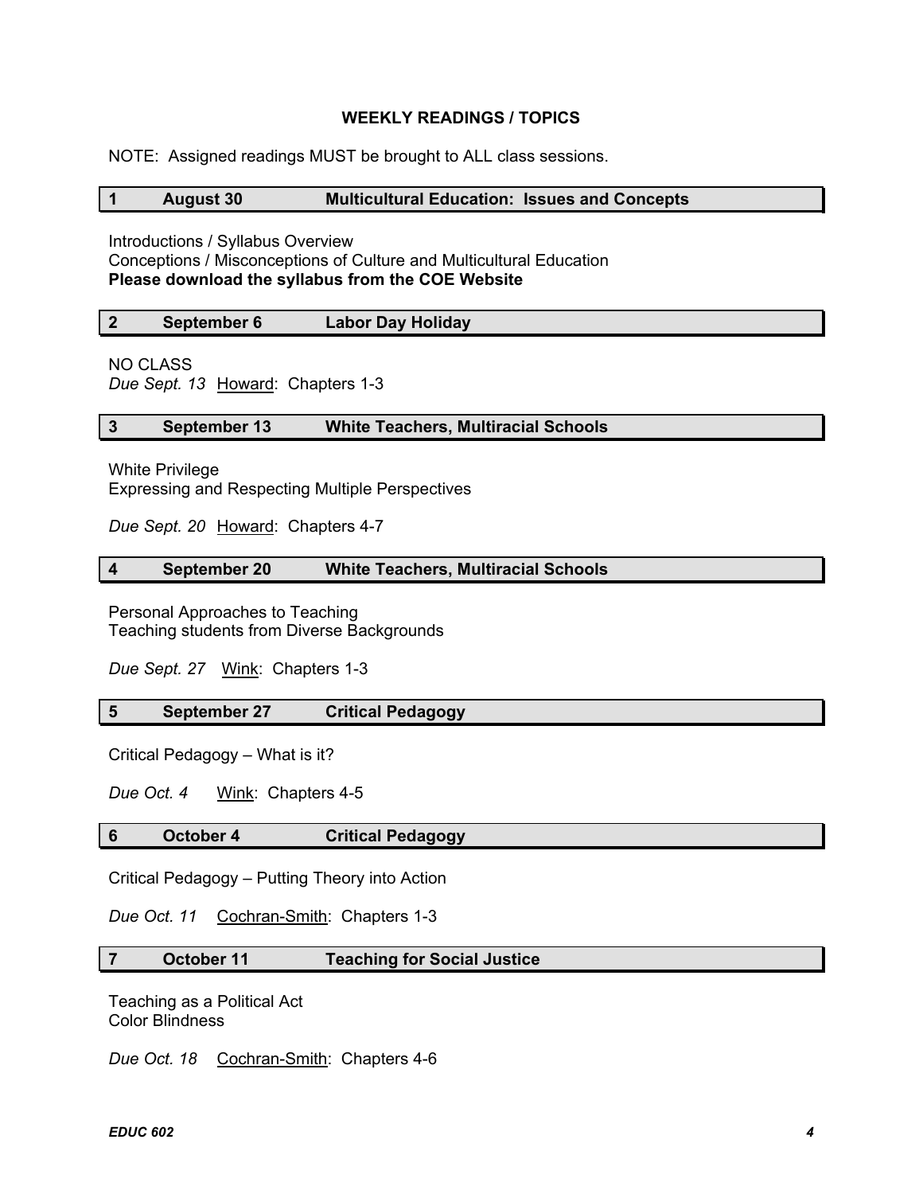## WEEKLY READINGS / TOPICS

NOTE: Assigned readings MUST be brought to ALL class sessions.

### 1 August 30 Multicultural Education: Issues and Concepts

Introductions / Syllabus Overview
Conceptions / Misconceptions of Culture and Multicultural Education
**Please download the syllabus from the COE Website**

### 2 September 6 Labor Day Holiday

NO CLASS
*Due Sept. 13* Howard: Chapters 1-3

### 3 September 13 White Teachers, Multiracial Schools

White Privilege
Expressing and Respecting Multiple Perspectives

*Due Sept. 20* Howard: Chapters 4-7

### 4 September 20 White Teachers, Multiracial Schools

Personal Approaches to Teaching
Teaching students from Diverse Backgrounds

*Due Sept. 27* Wink: Chapters 1-3

### 5 September 27 Critical Pedagogy

Critical Pedagogy – What is it?

*Due Oct. 4* Wink: Chapters 4-5

### 6 October 4 Critical Pedagogy

Critical Pedagogy – Putting Theory into Action

*Due Oct. 11* Cochran-Smith: Chapters 1-3

### 7 October 11 Teaching for Social Justice

Teaching as a Political Act
Color Blindness

*Due Oct. 18* Cochran-Smith: Chapters 4-6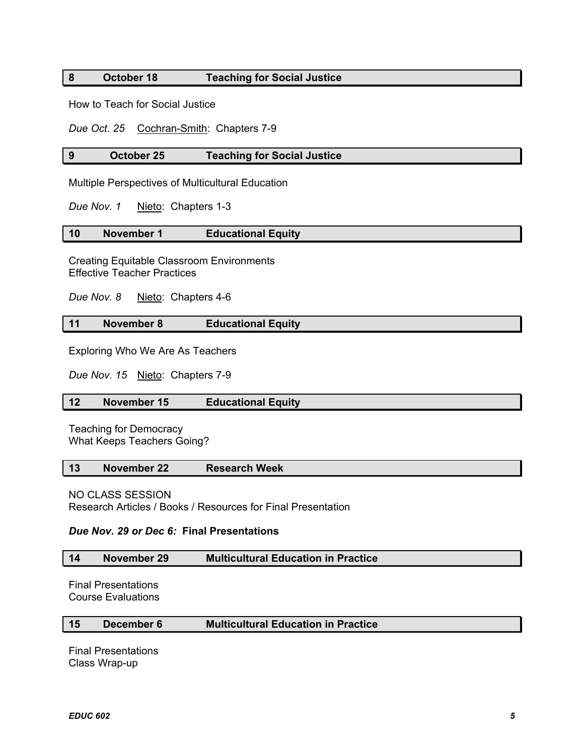**8 October 18 Teaching for Social Justice**

How to Teach for Social Justice

*Due Oct. 25* Cochran-Smith: Chapters 7-9

**9 October 25 Teaching for Social Justice**

Multiple Perspectives of Multicultural Education

*Due Nov. 1* Nieto: Chapters 1-3

**10 November 1 Educational Equity**

Creating Equitable Classroom Environments
Effective Teacher Practices

*Due Nov. 8* Nieto: Chapters 4-6

**11 November 8 Educational Equity**

Exploring Who We Are As Teachers

*Due Nov. 15* Nieto: Chapters 7-9

**12 November 15 Educational Equity**

Teaching for Democracy
What Keeps Teachers Going?

**13 November 22 Research Week**

NO CLASS SESSION
Research Articles / Books / Resources for Final Presentation

***Due Nov. 29 or Dec 6:*** **Final Presentations**

**14 November 29 Multicultural Education in Practice**

Final Presentations
Course Evaluations

**15 December 6 Multicultural Education in Practice**

Final Presentations
Class Wrap-up